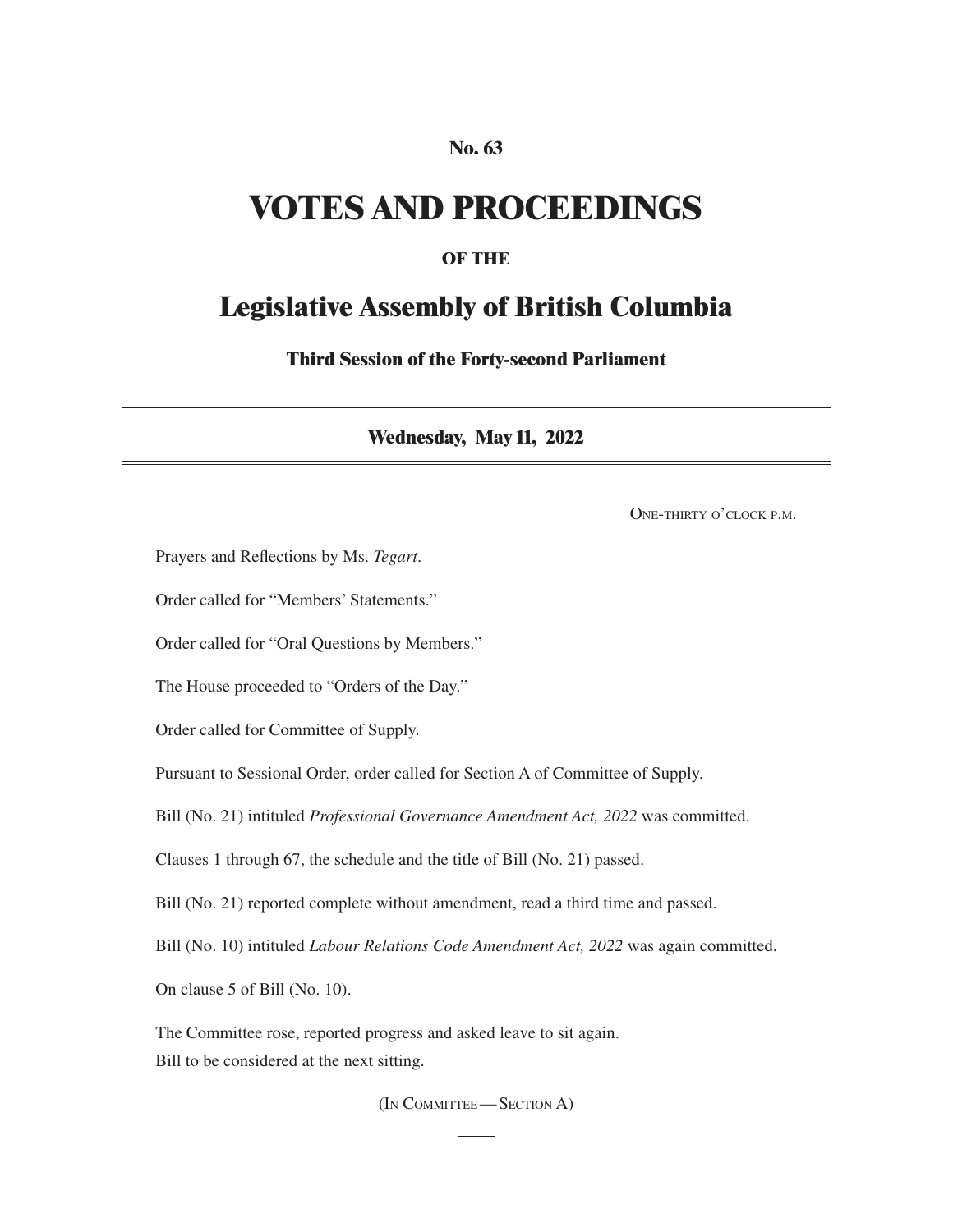**No. 63**

# VOTES AND PROCEEDINGS

**OF THE**

## Legislative Assembly of British Columbia

**Third Session of the Forty-second Parliament**

---

**Wednesday, May 11, 2022**

---

One-thirty o'clock p.m.

Prayers and Reflections by Ms. *Tegart*.

Order called for "Members' Statements."

Order called for "Oral Questions by Members."

The House proceeded to "Orders of the Day."

Order called for Committee of Supply.

Pursuant to Sessional Order, order called for Section A of Committee of Supply.

Bill (No. 21) intituled *Professional Governance Amendment Act, 2022* was committed.

Clauses 1 through 67, the schedule and the title of Bill (No. 21) passed.

Bill (No. 21) reported complete without amendment, read a third time and passed.

Bill (No. 10) intituled *Labour Relations Code Amendment Act, 2022* was again committed.

On clause 5 of Bill (No. 10).

The Committee rose, reported progress and asked leave to sit again.
Bill to be considered at the next sitting.

(In Committee — Section A)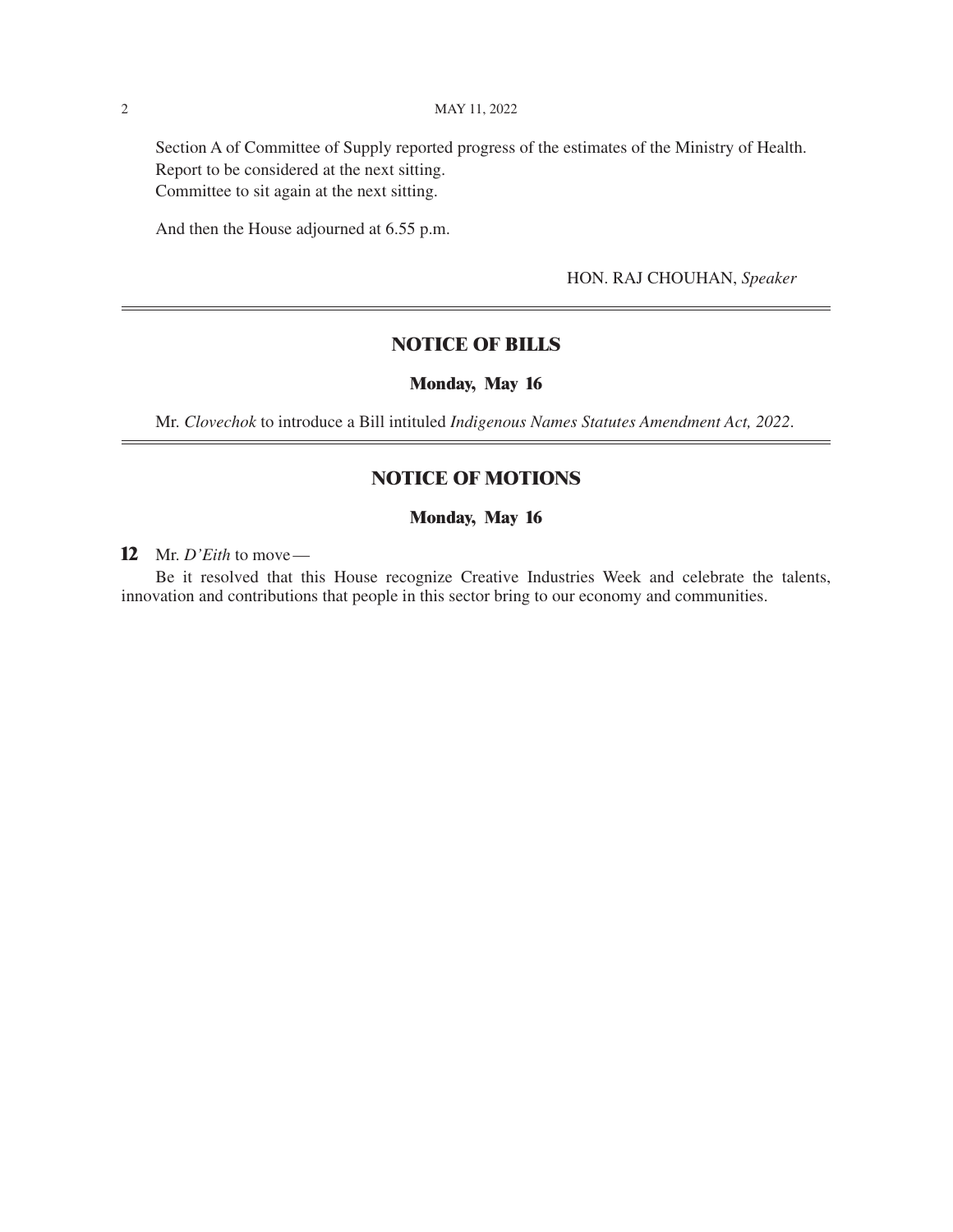Section A of Committee of Supply reported progress of the estimates of the Ministry of Health.
Report to be considered at the next sitting.
Committee to sit again at the next sitting.

And then the House adjourned at 6.55 p.m.

HON. RAJ CHOUHAN, *Speaker*

---

## NOTICE OF BILLS

### Monday, May 16

Mr. *Clovechok* to introduce a Bill intituled *Indigenous Names Statutes Amendment Act, 2022*.

---

## NOTICE OF MOTIONS

### Monday, May 16

**12** Mr. *D'Eith* to move—

Be it resolved that this House recognize Creative Industries Week and celebrate the talents, innovation and contributions that people in this sector bring to our economy and communities.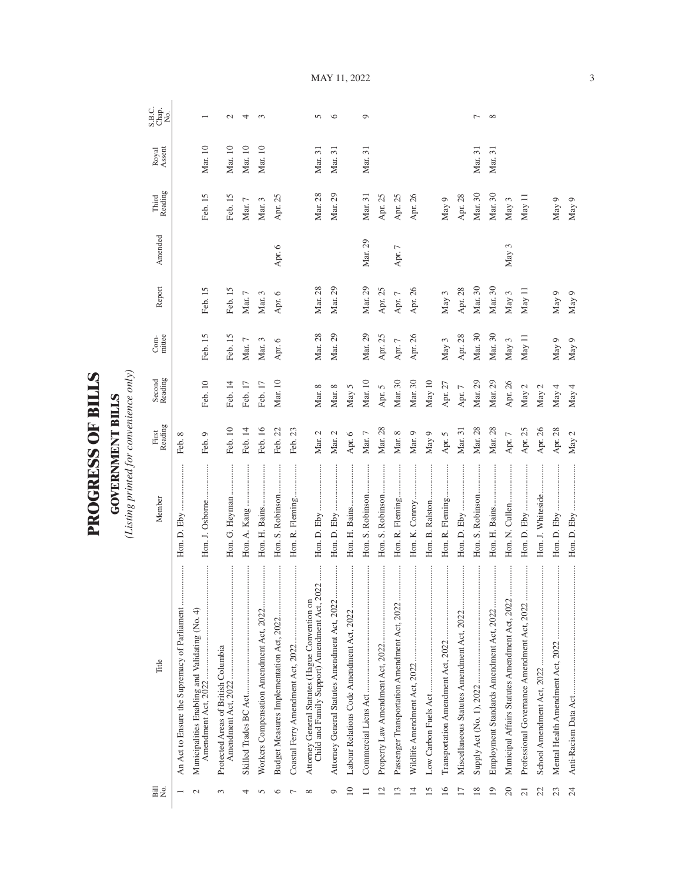# PROGRESS OF BILLS

## GOVERNMENT BILLS

*(Listing printed for convenience only)*

| Bill No. | Title | Member | First Reading | Second Reading | Com-mittee | Report | Amended | Third Reading | Royal Assent | S.B.C. Chap. No. |
|---|---|---|---|---|---|---|---|---|---|---|
| 1 | An Act to Ensure the Supremacy of Parliament | Hon. D. Eby | Feb. 8 | | | | | | | |
| 2 | Municipalities Enabling and Validating (No. 4) Amendment Act, 2022 | Hon. J. Osborne | Feb. 9 | Feb. 10 | Feb. 15 | Feb. 15 | | Feb. 15 | Mar. 10 | 1 |
| 3 | Protected Areas of British Columbia Amendment Act, 2022 | Hon. G. Heyman | Feb. 10 | Feb. 14 | Feb. 15 | Feb. 15 | | Feb. 15 | Mar. 10 | 2 |
| 4 | Skilled Trades BC Act | Hon. A. Kang | Feb. 14 | Feb. 17 | Mar. 7 | Mar. 7 | | Mar. 7 | Mar. 10 | 4 |
| 5 | Workers Compensation Amendment Act, 2022 | Hon. H. Bains | Feb. 16 | Feb. 17 | Mar. 3 | Mar. 3 | | Mar. 3 | Mar. 10 | 3 |
| 6 | Budget Measures Implementation Act, 2022 | Hon. S. Robinson | Feb. 22 | Mar. 10 | Apr. 6 | Apr. 6 | Apr. 6 | Apr. 25 | | |
| 7 | Coastal Ferry Amendment Act, 2022 | Hon. R. Fleming | Feb. 23 | | | | | | | |
| 8 | Attorney General Statutes (Hague Convention on Child and Family Support) Amendment Act, 2022 | Hon. D. Eby | Mar. 2 | Mar. 8 | Mar. 28 | Mar. 28 | | Mar. 28 | Mar. 31 | 5 |
| 9 | Attorney General Statutes Amendment Act, 2022 | Hon. D. Eby | Mar. 2 | Mar. 8 | Mar. 29 | Mar. 29 | | Mar. 29 | Mar. 31 | 6 |
| 10 | Labour Relations Code Amendment Act, 2022 | Hon. H. Bains | Apr. 6 | May 5 | | | | | | |
| 11 | Commercial Liens Act | Hon. S. Robinson | Mar. 7 | Mar. 10 | Mar. 29 | Mar. 29 | Mar. 29 | Mar. 31 | Mar. 31 | 9 |
| 12 | Property Law Amendment Act, 2022 | Hon. S. Robinson | Mar. 28 | Apr. 5 | Apr. 25 | Apr. 25 | | Apr. 25 | | |
| 13 | Passenger Transportation Amendment Act, 2022 | Hon. R. Fleming | Mar. 8 | Mar. 30 | Apr. 7 | Apr. 7 | Apr. 7 | Apr. 25 | | |
| 14 | Wildlife Amendment Act, 2022 | Hon. K. Conroy | Mar. 9 | Mar. 30 | Apr. 26 | Apr. 26 | | Apr. 26 | | |
| 15 | Low Carbon Fuels Act | Hon. B. Ralston | May 9 | May 10 | | | | | | |
| 16 | Transportation Amendment Act, 2022 | Hon. R. Fleming | Apr. 5 | Apr. 27 | May 3 | May 3 | | May 9 | | |
| 17 | Miscellaneous Statutes Amendment Act, 2022 | Hon. D. Eby | Mar. 31 | Apr. 7 | Apr. 28 | Apr. 28 | | Apr. 28 | | |
| 18 | Supply Act (No. 1), 2022 | Hon. S. Robinson | Mar. 28 | Mar. 29 | Mar. 30 | Mar. 30 | | Mar. 30 | Mar. 31 | 7 |
| 19 | Employment Standards Amendment Act, 2022 | Hon. H. Bains | Mar. 28 | Mar. 29 | Mar. 30 | Mar. 30 | | Mar. 30 | Mar. 31 | 8 |
| 20 | Municipal Affairs Statutes Amendment Act, 2022 | Hon. N. Cullen | Apr. 7 | Apr. 26 | May 3 | May 3 | May 3 | May 3 | | |
| 21 | Professional Governance Amendment Act, 2022 | Hon. D. Eby | Apr. 25 | May 2 | May 11 | May 11 | | May 11 | | |
| 22 | School Amendment Act, 2022 | Hon. J. Whiteside | Apr. 26 | May 2 | | | | | | |
| 23 | Mental Health Amendment Act, 2022 | Hon. D. Eby | Apr. 28 | May 4 | May 9 | May 9 | | May 9 | | |
| 24 | Anti-Racism Data Act | Hon. D. Eby | May 2 | May 4 | May 9 | May 9 | | May 9 | | |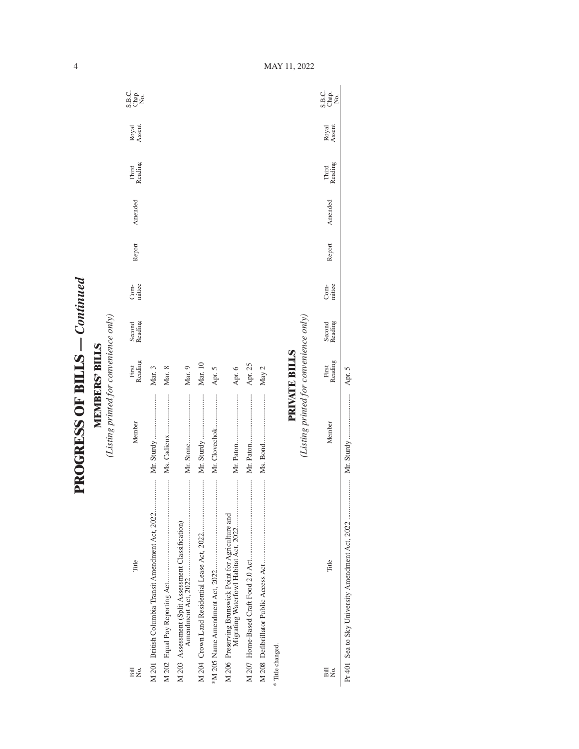# PROGRESS OF BILLS — *Continued*

## MEMBERS' BILLS

*(Listing printed for convenience only)*

| Bill No. | Title | Member | First Reading | Second Reading | Com-mittee | Report | Amended | Third Reading | Royal Assent | S.B.C. Chap. No. |
|---|---|---|---|---|---|---|---|---|---|---|
| M 201 | British Columbia Transit Amendment Act, 2022 | Mr. Sturdy | Mar. 3 | | | | | | | |
| M 202 | Equal Pay Reporting Act | Ms. Cadieux | Mar. 8 | | | | | | | |
| M 203 | Assessment (Split Assessment Classification) Amendment Act, 2022 | Mr. Stone | Mar. 9 | | | | | | | |
| M 204 | Crown Land Residential Lease Act, 2022 | Mr. Sturdy | Mar. 10 | | | | | | | |
| *M 205 | Name Amendment Act, 2022 | Mr. Clovechok | Apr. 5 | | | | | | | |
| M 206 | Preserving Brunswick Point for Agriculture and Migrating Waterfowl Habitat Act, 2022 | Mr. Paton | Apr. 6 | | | | | | | |
| M 207 | Home-Based Craft Food 2.0 Act | Mr. Paton | Apr. 25 | | | | | | | |
| M 208 | Defibrillator Public Access Act | Ms. Bond | May 2 | | | | | | | |

\* Title changed.

## PRIVATE BILLS

*(Listing printed for convenience only)*

| Bill No. | Title | Member | First Reading | Second Reading | Com-mittee | Report | Amended | Third Reading | Royal Assent | S.B.C. Chap. No. |
|---|---|---|---|---|---|---|---|---|---|---|
| Pr 401 | Sea to Sky University Amendment Act, 2022 | Mr. Sturdy | Apr. 5 | | | | | | | |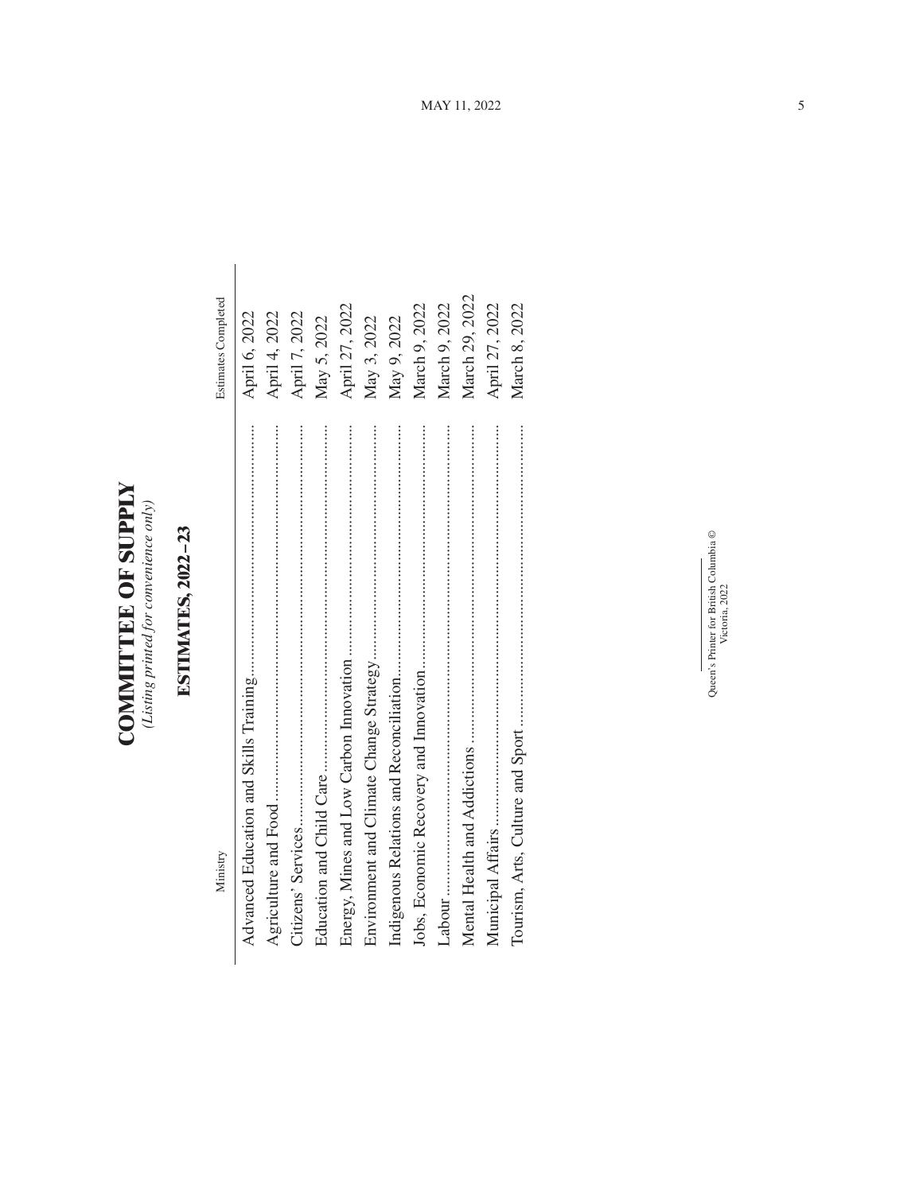# COMMITTEE OF SUPPLY

*(Listing printed for convenience only)*

## ESTIMATES, 2022–23

| Ministry | Estimates Completed |
|---|---|
| Advanced Education and Skills Training | April 6, 2022 |
| Agriculture and Food | April 4, 2022 |
| Citizens' Services | April 7, 2022 |
| Education and Child Care | May 5, 2022 |
| Energy, Mines and Low Carbon Innovation | April 27, 2022 |
| Environment and Climate Change Strategy | May 3, 2022 |
| Indigenous Relations and Reconciliation | May 9, 2022 |
| Jobs, Economic Recovery and Innovation | March 9, 2022 |
| Labour | March 9, 2022 |
| Mental Health and Addictions | March 29, 2022 |
| Municipal Affairs | April 27, 2022 |
| Tourism, Arts, Culture and Sport | March 8, 2022 |

Queen's Printer for British Columbia ©
Victoria, 2022